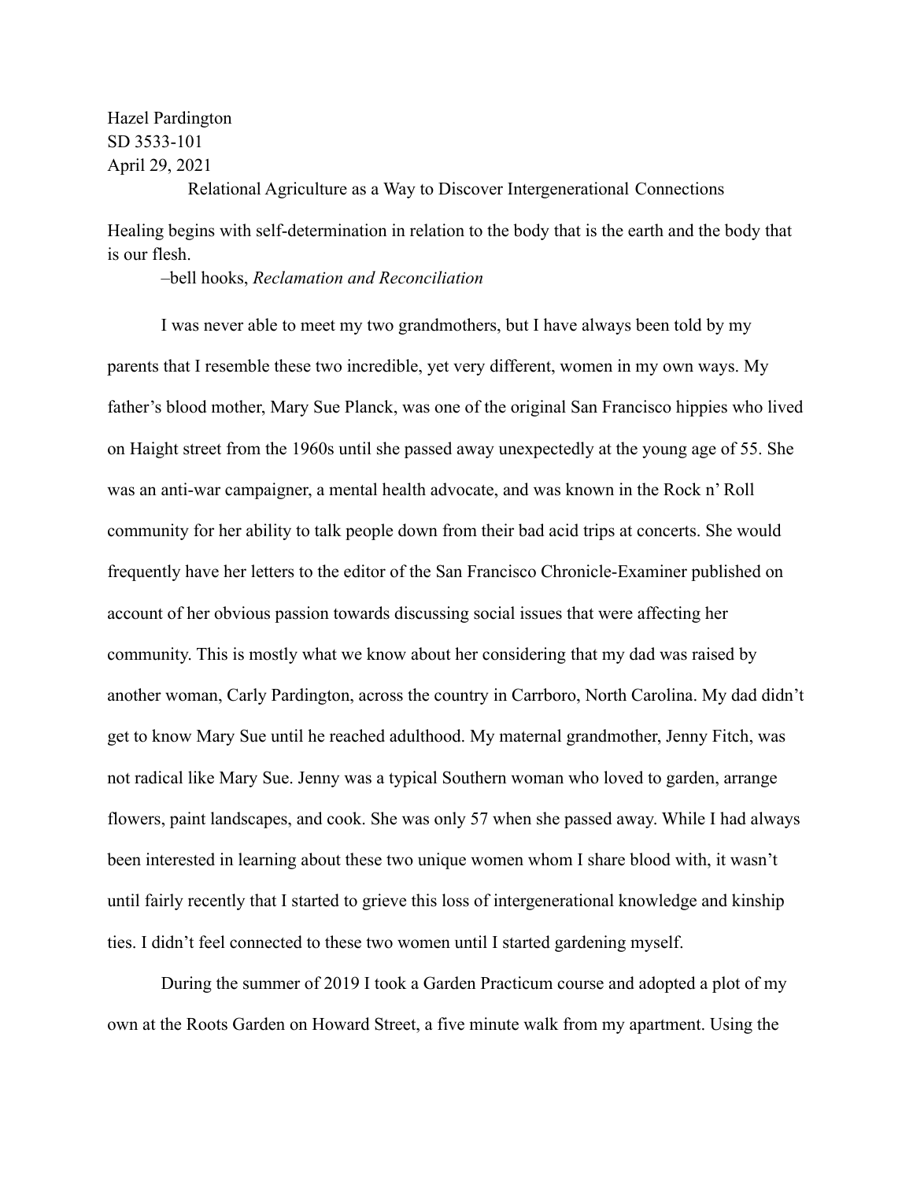Hazel Pardington
SD 3533-101
April 29, 2021

## Relational Agriculture as a Way to Discover Intergenerational Connections

Healing begins with self-determination in relation to the body that is the earth and the body that is our flesh.

–bell hooks, *Reclamation and Reconciliation*

I was never able to meet my two grandmothers, but I have always been told by my parents that I resemble these two incredible, yet very different, women in my own ways. My father's blood mother, Mary Sue Planck, was one of the original San Francisco hippies who lived on Haight street from the 1960s until she passed away unexpectedly at the young age of 55. She was an anti-war campaigner, a mental health advocate, and was known in the Rock n' Roll community for her ability to talk people down from their bad acid trips at concerts. She would frequently have her letters to the editor of the San Francisco Chronicle-Examiner published on account of her obvious passion towards discussing social issues that were affecting her community. This is mostly what we know about her considering that my dad was raised by another woman, Carly Pardington, across the country in Carrboro, North Carolina. My dad didn't get to know Mary Sue until he reached adulthood. My maternal grandmother, Jenny Fitch, was not radical like Mary Sue. Jenny was a typical Southern woman who loved to garden, arrange flowers, paint landscapes, and cook. She was only 57 when she passed away. While I had always been interested in learning about these two unique women whom I share blood with, it wasn't until fairly recently that I started to grieve this loss of intergenerational knowledge and kinship ties. I didn't feel connected to these two women until I started gardening myself.

During the summer of 2019 I took a Garden Practicum course and adopted a plot of my own at the Roots Garden on Howard Street, a five minute walk from my apartment. Using the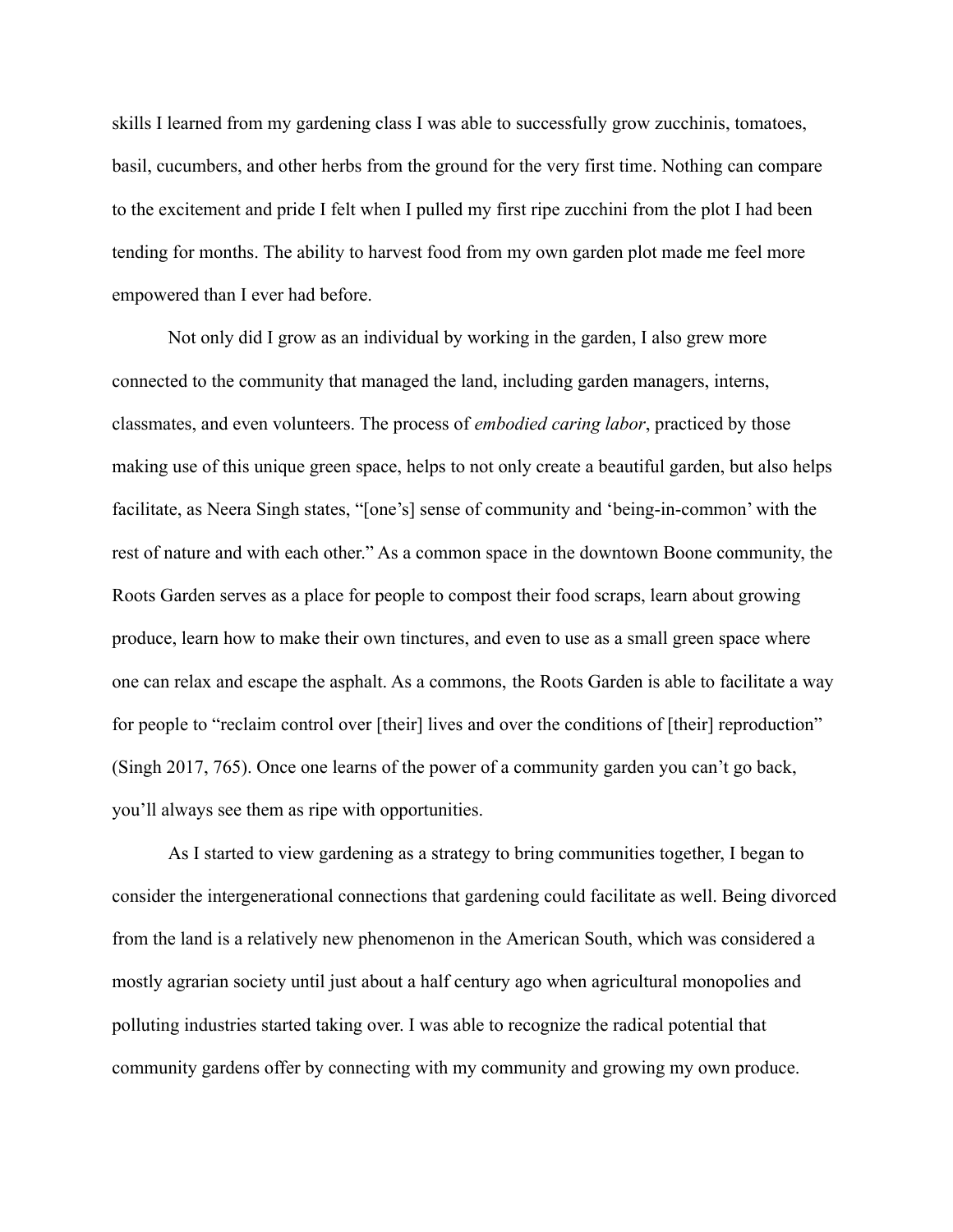skills I learned from my gardening class I was able to successfully grow zucchinis, tomatoes, basil, cucumbers, and other herbs from the ground for the very first time. Nothing can compare to the excitement and pride I felt when I pulled my first ripe zucchini from the plot I had been tending for months. The ability to harvest food from my own garden plot made me feel more empowered than I ever had before.

Not only did I grow as an individual by working in the garden, I also grew more connected to the community that managed the land, including garden managers, interns, classmates, and even volunteers. The process of *embodied caring labor*, practiced by those making use of this unique green space, helps to not only create a beautiful garden, but also helps facilitate, as Neera Singh states, "[one's] sense of community and 'being-in-common' with the rest of nature and with each other." As a common space in the downtown Boone community, the Roots Garden serves as a place for people to compost their food scraps, learn about growing produce, learn how to make their own tinctures, and even to use as a small green space where one can relax and escape the asphalt. As a commons, the Roots Garden is able to facilitate a way for people to "reclaim control over [their] lives and over the conditions of [their] reproduction" (Singh 2017, 765). Once one learns of the power of a community garden you can't go back, you'll always see them as ripe with opportunities.

As I started to view gardening as a strategy to bring communities together, I began to consider the intergenerational connections that gardening could facilitate as well. Being divorced from the land is a relatively new phenomenon in the American South, which was considered a mostly agrarian society until just about a half century ago when agricultural monopolies and polluting industries started taking over. I was able to recognize the radical potential that community gardens offer by connecting with my community and growing my own produce.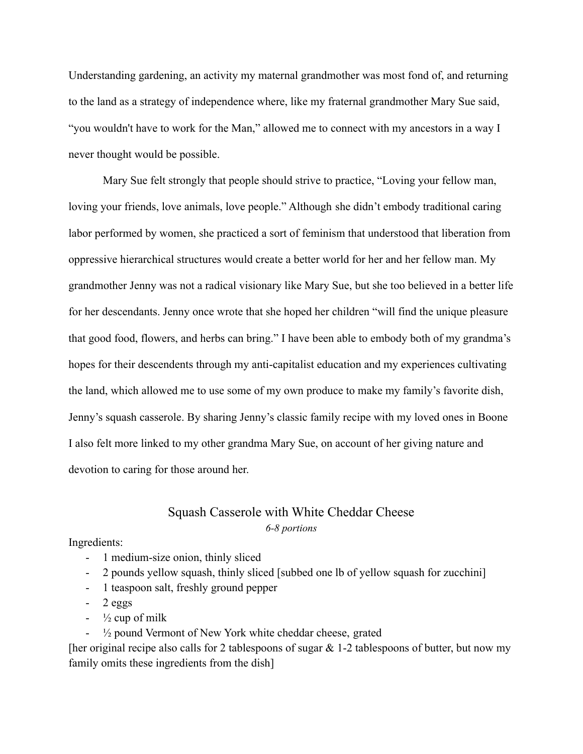Understanding gardening, an activity my maternal grandmother was most fond of, and returning to the land as a strategy of independence where, like my fraternal grandmother Mary Sue said, "you wouldn't have to work for the Man," allowed me to connect with my ancestors in a way I never thought would be possible.

Mary Sue felt strongly that people should strive to practice, "Loving your fellow man, loving your friends, love animals, love people." Although she didn't embody traditional caring labor performed by women, she practiced a sort of feminism that understood that liberation from oppressive hierarchical structures would create a better world for her and her fellow man. My grandmother Jenny was not a radical visionary like Mary Sue, but she too believed in a better life for her descendants. Jenny once wrote that she hoped her children "will find the unique pleasure that good food, flowers, and herbs can bring." I have been able to embody both of my grandma's hopes for their descendents through my anti-capitalist education and my experiences cultivating the land, which allowed me to use some of my own produce to make my family's favorite dish, Jenny's squash casserole. By sharing Jenny's classic family recipe with my loved ones in Boone I also felt more linked to my other grandma Mary Sue, on account of her giving nature and devotion to caring for those around her.

## Squash Casserole with White Cheddar Cheese

*6-8 portions*

Ingredients:

- 1 medium-size onion, thinly sliced
- 2 pounds yellow squash, thinly sliced [subbed one lb of yellow squash for zucchini]
- 1 teaspoon salt, freshly ground pepper
- 2 eggs
- ½ cup of milk
- ½ pound Vermont of New York white cheddar cheese, grated

[her original recipe also calls for 2 tablespoons of sugar & 1-2 tablespoons of butter, but now my family omits these ingredients from the dish]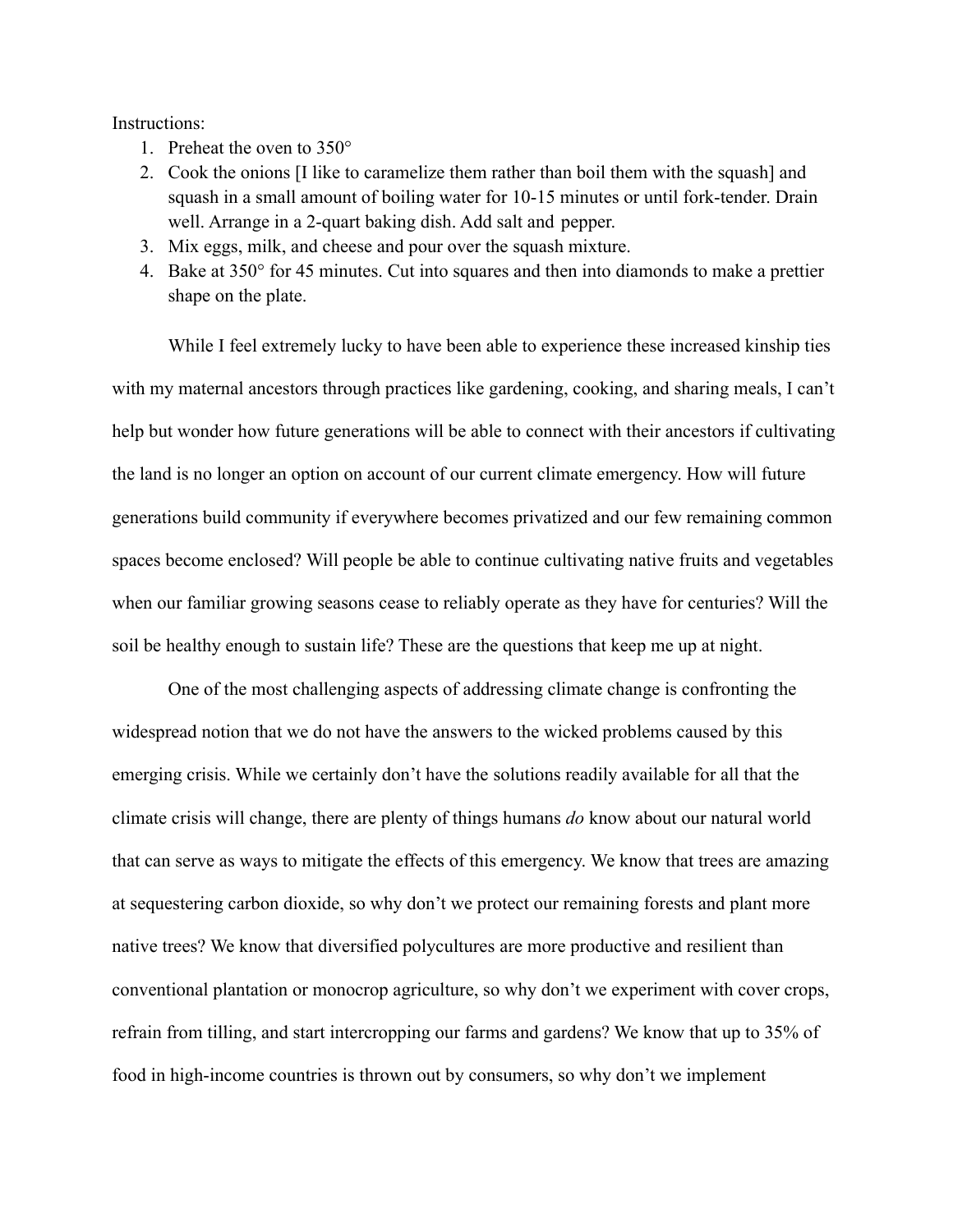Instructions:

1. Preheat the oven to 350°
2. Cook the onions [I like to caramelize them rather than boil them with the squash] and squash in a small amount of boiling water for 10-15 minutes or until fork-tender. Drain well. Arrange in a 2-quart baking dish. Add salt and pepper.
3. Mix eggs, milk, and cheese and pour over the squash mixture.
4. Bake at 350° for 45 minutes. Cut into squares and then into diamonds to make a prettier shape on the plate.

While I feel extremely lucky to have been able to experience these increased kinship ties with my maternal ancestors through practices like gardening, cooking, and sharing meals, I can't help but wonder how future generations will be able to connect with their ancestors if cultivating the land is no longer an option on account of our current climate emergency. How will future generations build community if everywhere becomes privatized and our few remaining common spaces become enclosed? Will people be able to continue cultivating native fruits and vegetables when our familiar growing seasons cease to reliably operate as they have for centuries? Will the soil be healthy enough to sustain life? These are the questions that keep me up at night.

One of the most challenging aspects of addressing climate change is confronting the widespread notion that we do not have the answers to the wicked problems caused by this emerging crisis. While we certainly don't have the solutions readily available for all that the climate crisis will change, there are plenty of things humans *do* know about our natural world that can serve as ways to mitigate the effects of this emergency. We know that trees are amazing at sequestering carbon dioxide, so why don't we protect our remaining forests and plant more native trees? We know that diversified polycultures are more productive and resilient than conventional plantation or monocrop agriculture, so why don't we experiment with cover crops, refrain from tilling, and start intercropping our farms and gardens? We know that up to 35% of food in high-income countries is thrown out by consumers, so why don't we implement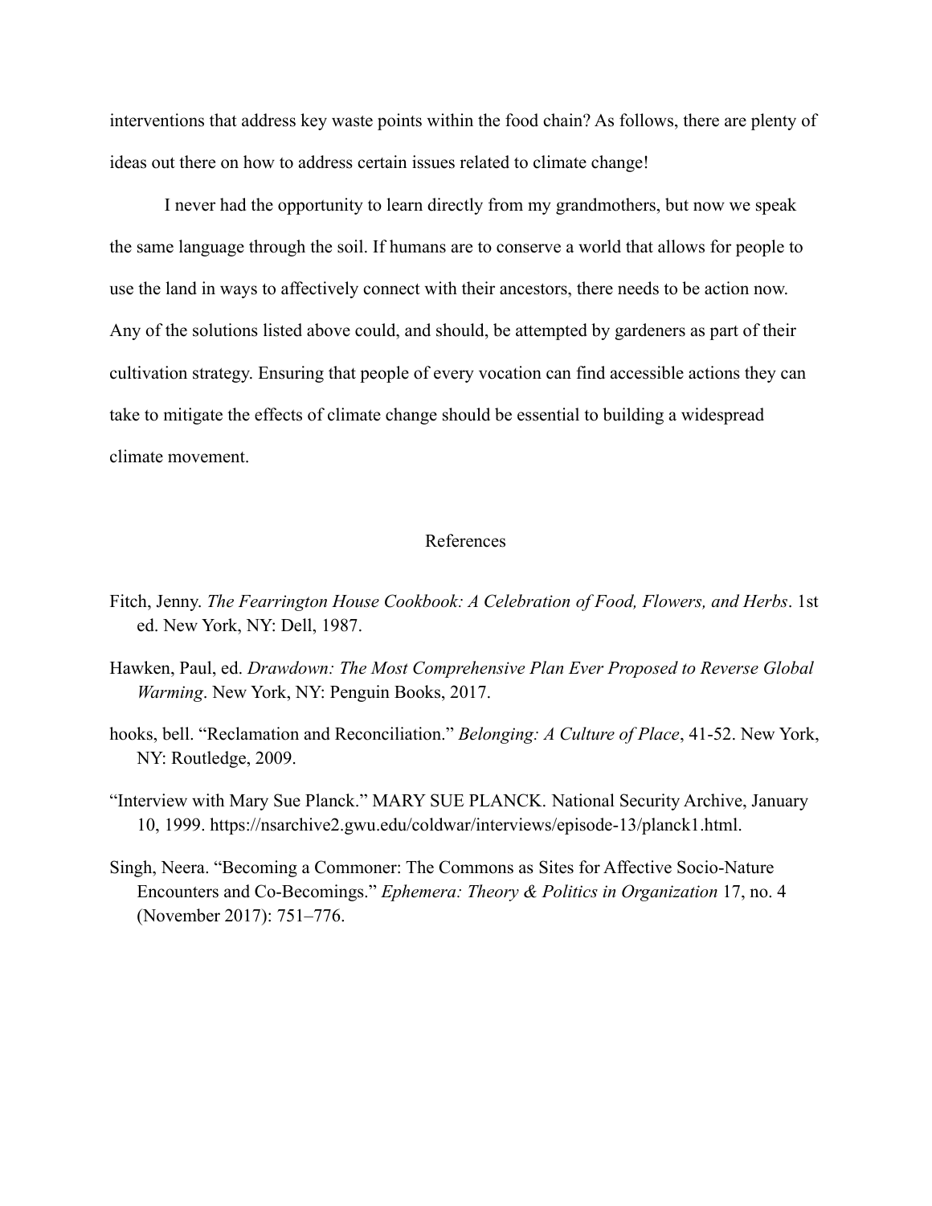interventions that address key waste points within the food chain? As follows, there are plenty of ideas out there on how to address certain issues related to climate change!

I never had the opportunity to learn directly from my grandmothers, but now we speak the same language through the soil. If humans are to conserve a world that allows for people to use the land in ways to affectively connect with their ancestors, there needs to be action now. Any of the solutions listed above could, and should, be attempted by gardeners as part of their cultivation strategy. Ensuring that people of every vocation can find accessible actions they can take to mitigate the effects of climate change should be essential to building a widespread climate movement.

## References

Fitch, Jenny. *The Fearrington House Cookbook: A Celebration of Food, Flowers, and Herbs*. 1st ed. New York, NY: Dell, 1987.

Hawken, Paul, ed. *Drawdown: The Most Comprehensive Plan Ever Proposed to Reverse Global Warming*. New York, NY: Penguin Books, 2017.

hooks, bell. “Reclamation and Reconciliation.” *Belonging: A Culture of Place*, 41-52. New York, NY: Routledge, 2009.

“Interview with Mary Sue Planck.” MARY SUE PLANCK. National Security Archive, January 10, 1999. https://nsarchive2.gwu.edu/coldwar/interviews/episode-13/planck1.html.

Singh, Neera. “Becoming a Commoner: The Commons as Sites for Affective Socio-Nature Encounters and Co-Becomings.” *Ephemera: Theory & Politics in Organization* 17, no. 4 (November 2017): 751–776.